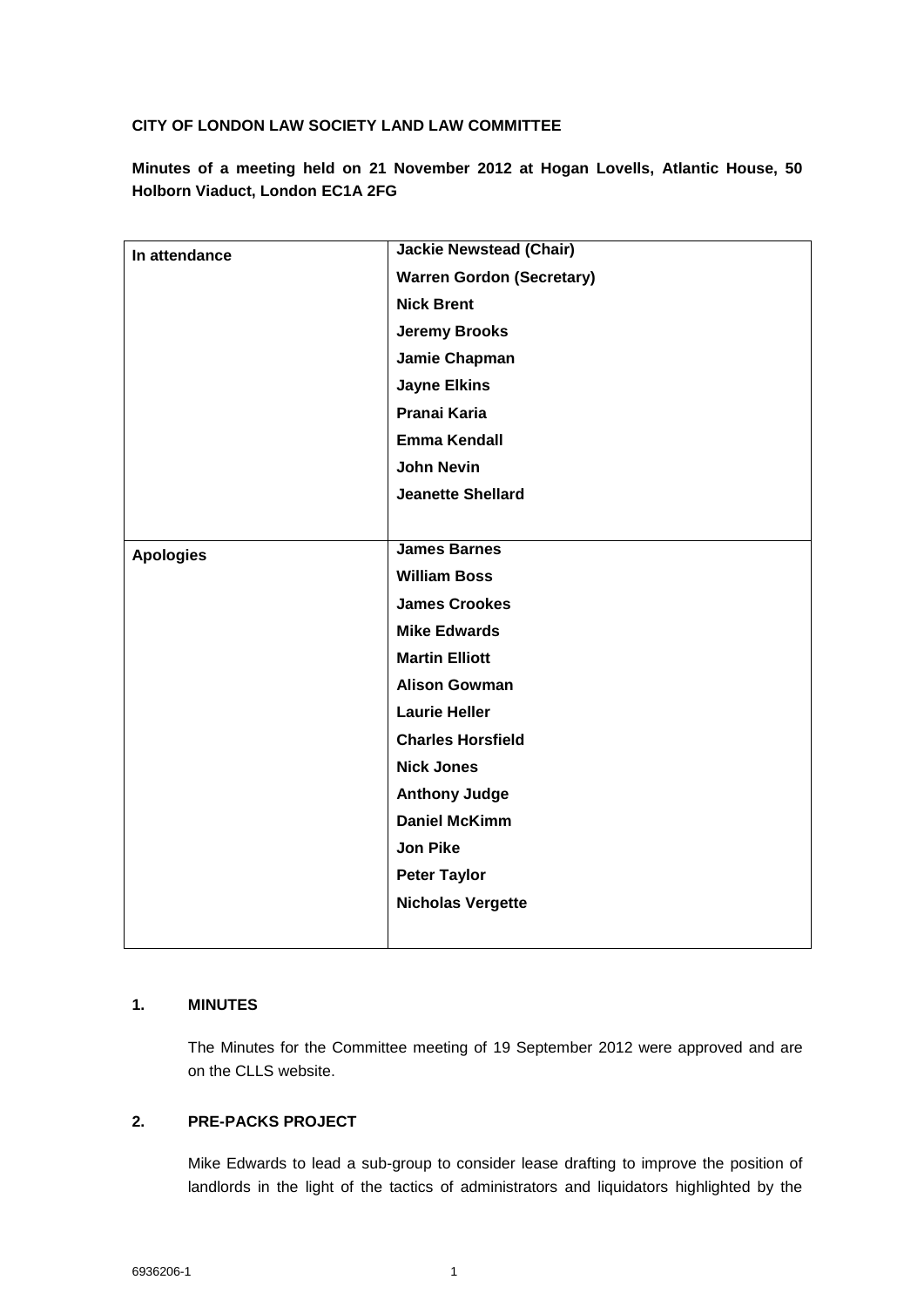**CITY OF LONDON LAW SOCIETY LAND LAW COMMITTEE**

**Minutes of a meeting held on 21 November 2012 at Hogan Lovells, Atlantic House, 50 Holborn Viaduct, London EC1A 2FG**

| | |
|---|---|
| **In attendance** | **Jackie Newstead (Chair)**<br>**Warren Gordon (Secretary)**<br>**Nick Brent**<br>**Jeremy Brooks**<br>**Jamie Chapman**<br>**Jayne Elkins**<br>**Pranai Karia**<br>**Emma Kendall**<br>**John Nevin**<br>**Jeanette Shellard** |
| **Apologies** | **James Barnes**<br>**William Boss**<br>**James Crookes**<br>**Mike Edwards**<br>**Martin Elliott**<br>**Alison Gowman**<br>**Laurie Heller**<br>**Charles Horsfield**<br>**Nick Jones**<br>**Anthony Judge**<br>**Daniel McKimm**<br>**Jon Pike**<br>**Peter Taylor**<br>**Nicholas Vergette** |

**1. MINUTES**

The Minutes for the Committee meeting of 19 September 2012 were approved and are on the CLLS website.

**2. PRE-PACKS PROJECT**

Mike Edwards to lead a sub-group to consider lease drafting to improve the position of landlords in the light of the tactics of administrators and liquidators highlighted by the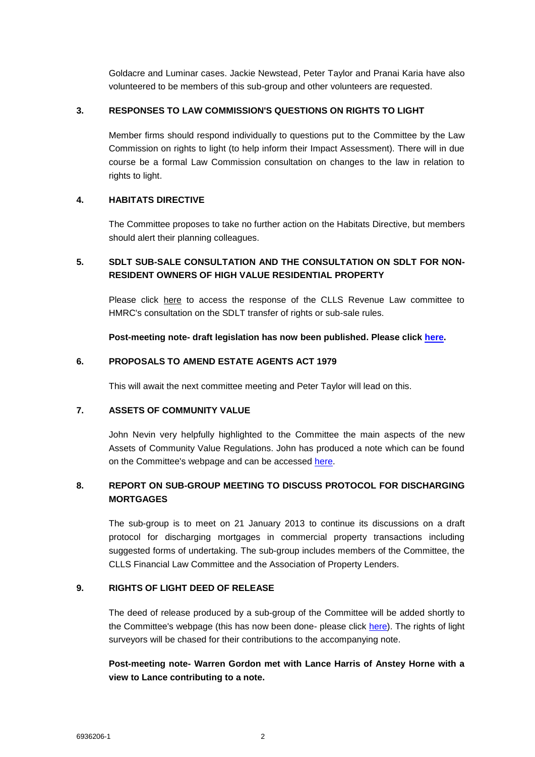Goldacre and Luminar cases. Jackie Newstead, Peter Taylor and Pranai Karia have also volunteered to be members of this sub-group and other volunteers are requested.

## 3. RESPONSES TO LAW COMMISSION'S QUESTIONS ON RIGHTS TO LIGHT

Member firms should respond individually to questions put to the Committee by the Law Commission on rights to light (to help inform their Impact Assessment). There will in due course be a formal Law Commission consultation on changes to the law in relation to rights to light.

## 4. HABITATS DIRECTIVE

The Committee proposes to take no further action on the Habitats Directive, but members should alert their planning colleagues.

## 5. SDLT SUB-SALE CONSULTATION AND THE CONSULTATION ON SDLT FOR NON-RESIDENT OWNERS OF HIGH VALUE RESIDENTIAL PROPERTY

Please click here to access the response of the CLLS Revenue Law committee to HMRC's consultation on the SDLT transfer of rights or sub-sale rules.

**Post-meeting note- draft legislation has now been published. Please click here.**

## 6. PROPOSALS TO AMEND ESTATE AGENTS ACT 1979

This will await the next committee meeting and Peter Taylor will lead on this.

## 7. ASSETS OF COMMUNITY VALUE

John Nevin very helpfully highlighted to the Committee the main aspects of the new Assets of Community Value Regulations. John has produced a note which can be found on the Committee's webpage and can be accessed here.

## 8. REPORT ON SUB-GROUP MEETING TO DISCUSS PROTOCOL FOR DISCHARGING MORTGAGES

The sub-group is to meet on 21 January 2013 to continue its discussions on a draft protocol for discharging mortgages in commercial property transactions including suggested forms of undertaking. The sub-group includes members of the Committee, the CLLS Financial Law Committee and the Association of Property Lenders.

## 9. RIGHTS OF LIGHT DEED OF RELEASE

The deed of release produced by a sub-group of the Committee will be added shortly to the Committee's webpage (this has now been done- please click here). The rights of light surveyors will be chased for their contributions to the accompanying note.

**Post-meeting note- Warren Gordon met with Lance Harris of Anstey Horne with a view to Lance contributing to a note.**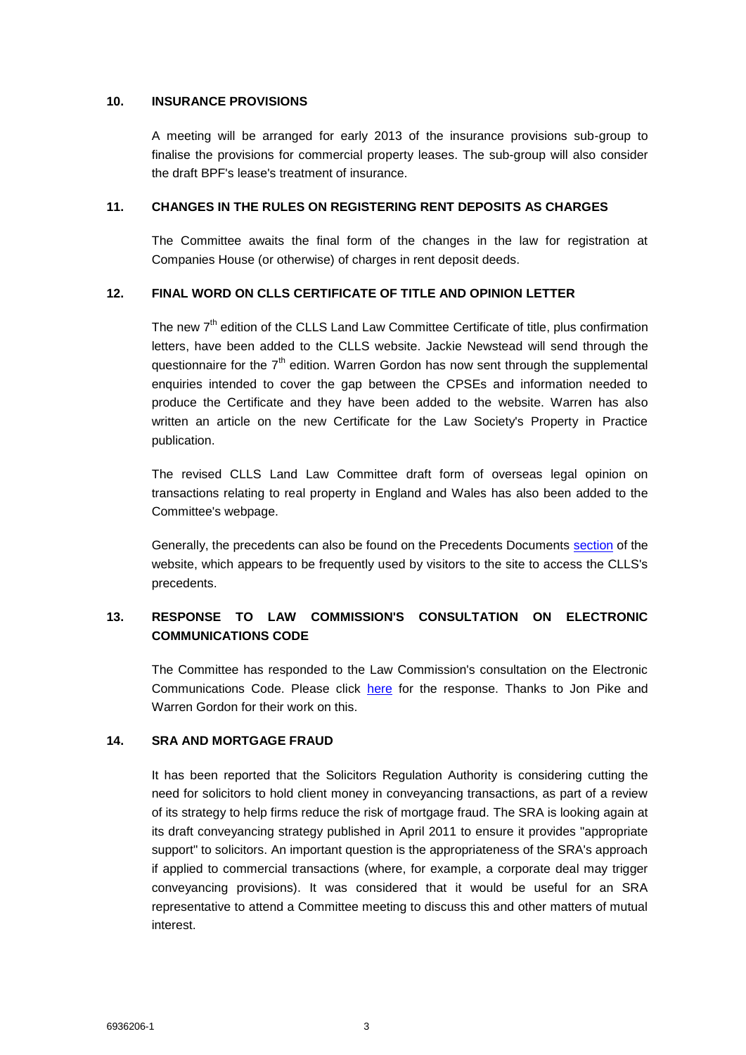## 10. INSURANCE PROVISIONS

A meeting will be arranged for early 2013 of the insurance provisions sub-group to finalise the provisions for commercial property leases. The sub-group will also consider the draft BPF's lease's treatment of insurance.

## 11. CHANGES IN THE RULES ON REGISTERING RENT DEPOSITS AS CHARGES

The Committee awaits the final form of the changes in the law for registration at Companies House (or otherwise) of charges in rent deposit deeds.

## 12. FINAL WORD ON CLLS CERTIFICATE OF TITLE AND OPINION LETTER

The new 7th edition of the CLLS Land Law Committee Certificate of title, plus confirmation letters, have been added to the CLLS website. Jackie Newstead will send through the questionnaire for the 7th edition. Warren Gordon has now sent through the supplemental enquiries intended to cover the gap between the CPSEs and information needed to produce the Certificate and they have been added to the website. Warren has also written an article on the new Certificate for the Law Society's Property in Practice publication.

The revised CLLS Land Law Committee draft form of overseas legal opinion on transactions relating to real property in England and Wales has also been added to the Committee's webpage.

Generally, the precedents can also be found on the Precedents Documents section of the website, which appears to be frequently used by visitors to the site to access the CLLS's precedents.

## 13. RESPONSE TO LAW COMMISSION'S CONSULTATION ON ELECTRONIC COMMUNICATIONS CODE

The Committee has responded to the Law Commission's consultation on the Electronic Communications Code. Please click here for the response. Thanks to Jon Pike and Warren Gordon for their work on this.

## 14. SRA AND MORTGAGE FRAUD

It has been reported that the Solicitors Regulation Authority is considering cutting the need for solicitors to hold client money in conveyancing transactions, as part of a review of its strategy to help firms reduce the risk of mortgage fraud. The SRA is looking again at its draft conveyancing strategy published in April 2011 to ensure it provides "appropriate support" to solicitors. An important question is the appropriateness of the SRA's approach if applied to commercial transactions (where, for example, a corporate deal may trigger conveyancing provisions). It was considered that it would be useful for an SRA representative to attend a Committee meeting to discuss this and other matters of mutual interest.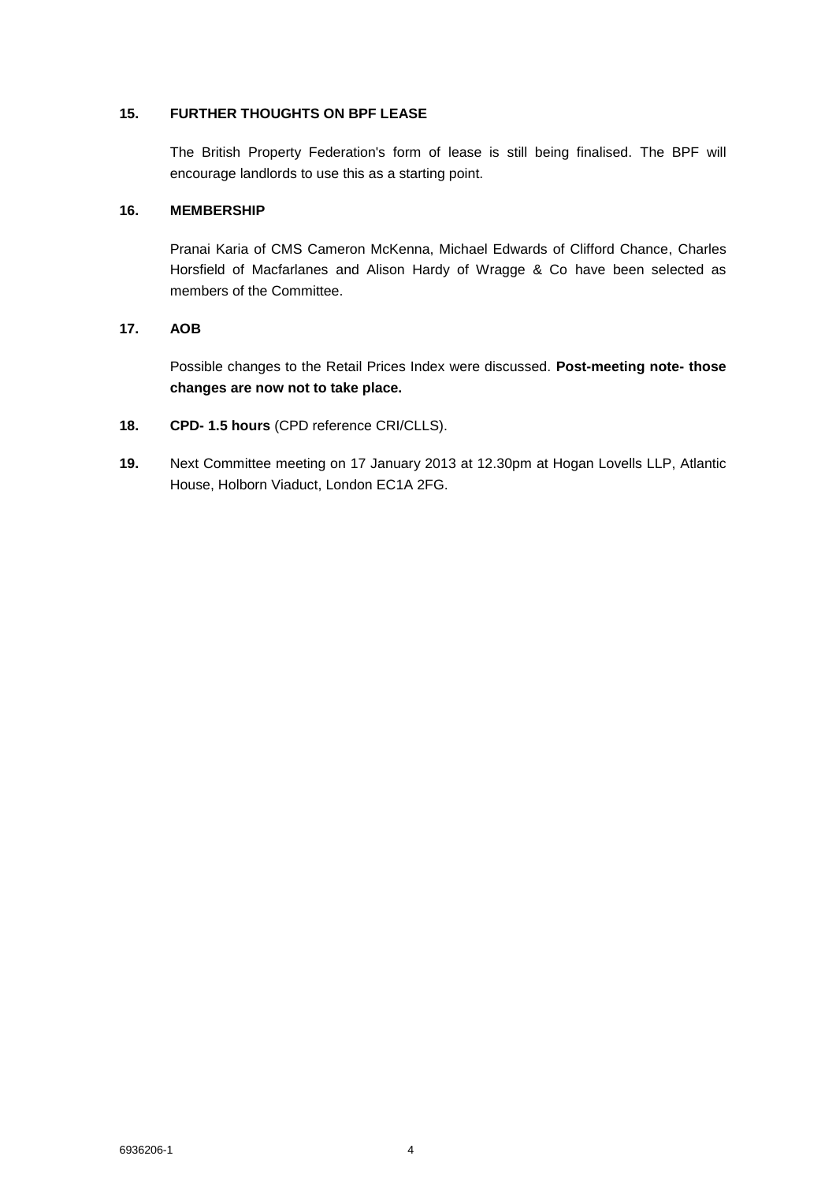**15. FURTHER THOUGHTS ON BPF LEASE**

The British Property Federation's form of lease is still being finalised. The BPF will encourage landlords to use this as a starting point.

**16. MEMBERSHIP**

Pranai Karia of CMS Cameron McKenna, Michael Edwards of Clifford Chance, Charles Horsfield of Macfarlanes and Alison Hardy of Wragge & Co have been selected as members of the Committee.

**17. AOB**

Possible changes to the Retail Prices Index were discussed. **Post-meeting note- those changes are now not to take place.**

**18. CPD- 1.5 hours** (CPD reference CRI/CLLS).

**19.** Next Committee meeting on 17 January 2013 at 12.30pm at Hogan Lovells LLP, Atlantic House, Holborn Viaduct, London EC1A 2FG.

6936206-1